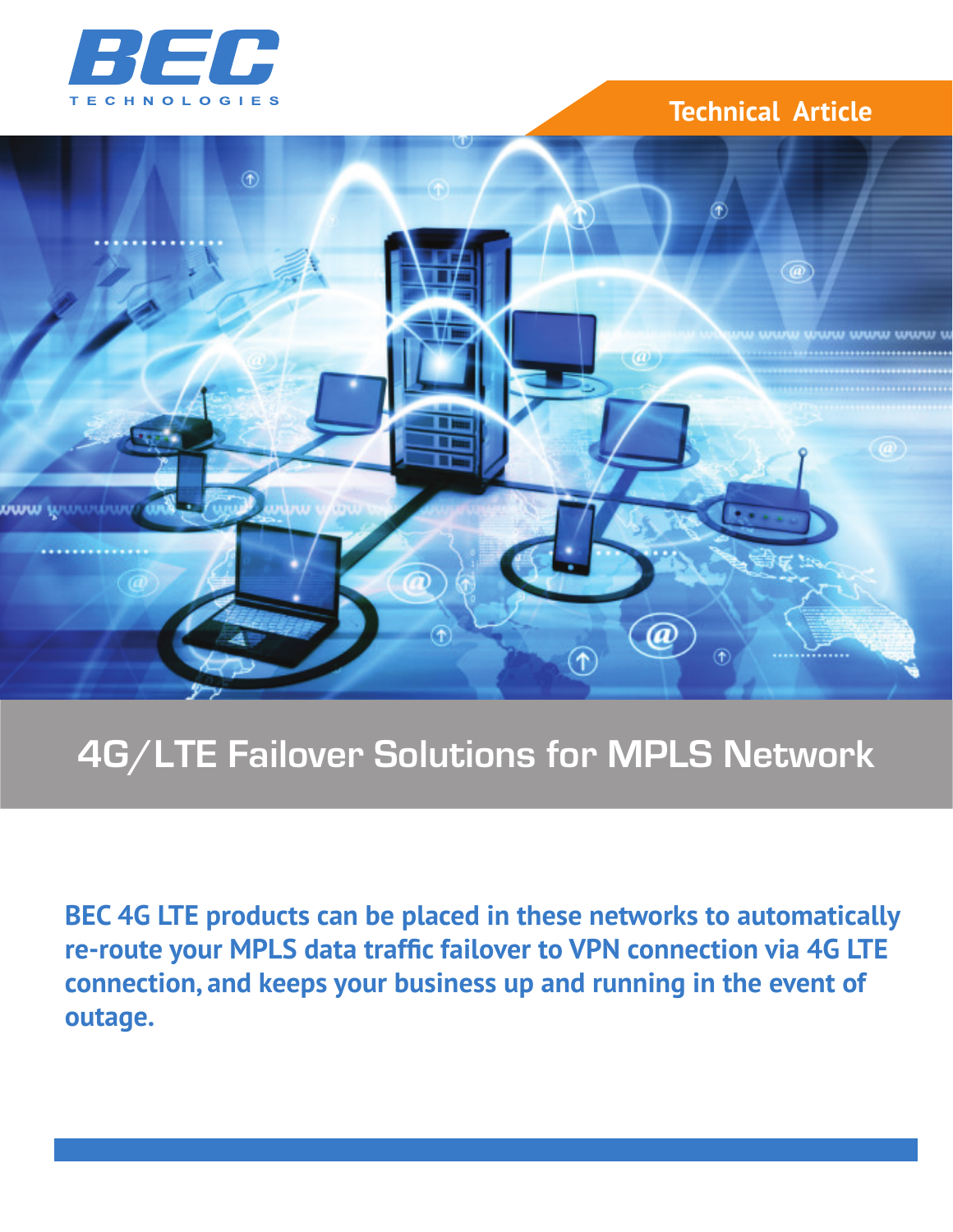BEC TECHNOLOGIES

Technical Article

# 4G/LTE Failover Solutions for MPLS Network

**BEC 4G LTE products can be placed in these networks to automatically re-route your MPLS data traffic failover to VPN connection via 4G LTE connection, and keeps your business up and running in the event of outage.**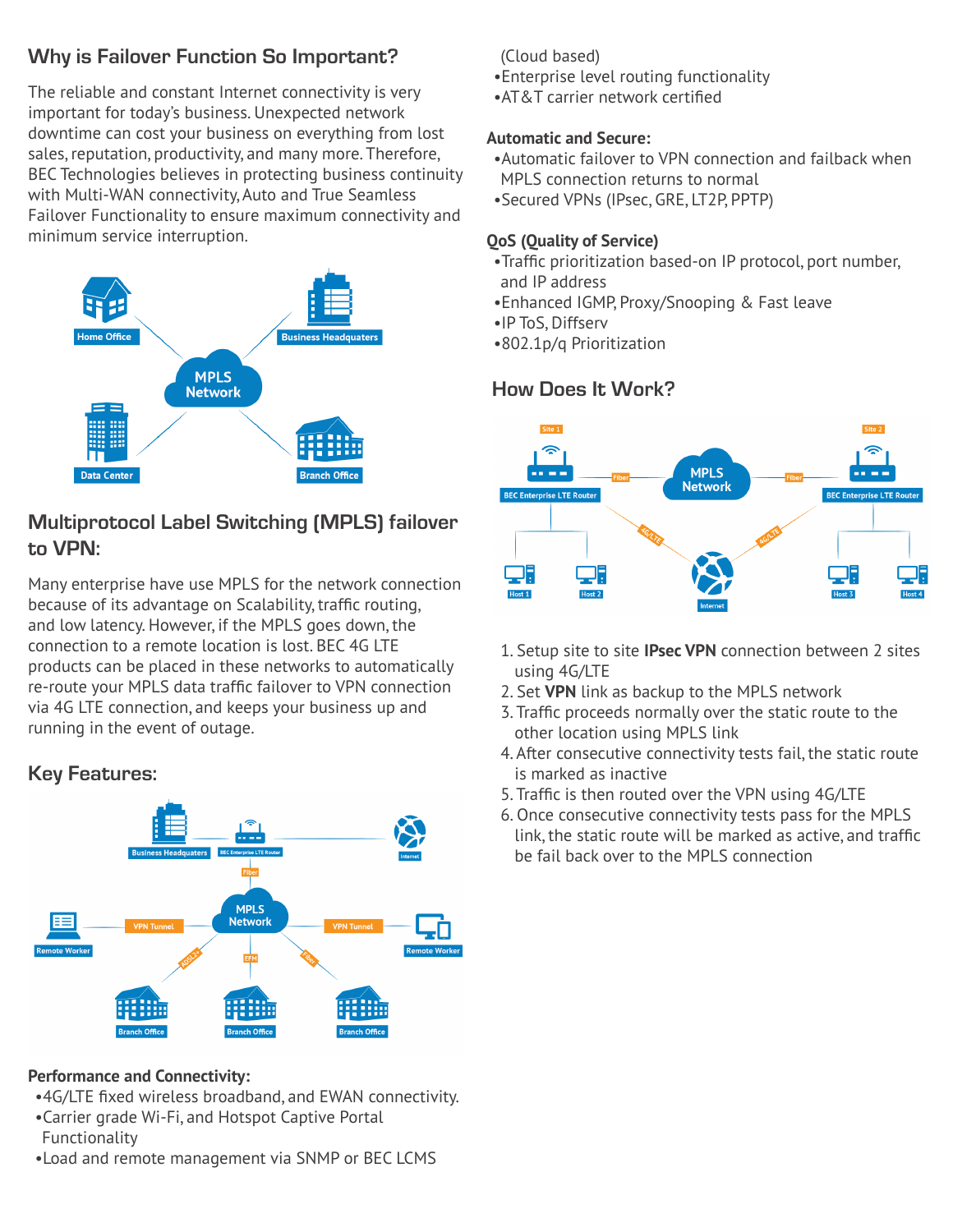## Why is Failover Function So Important?

The reliable and constant Internet connectivity is very important for today's business. Unexpected network downtime can cost your business on everything from lost sales, reputation, productivity, and many more. Therefore, BEC Technologies believes in protecting business continuity with Multi-WAN connectivity, Auto and True Seamless Failover Functionality to ensure maximum connectivity and minimum service interruption.

Home Office
Business Headquarters
MPLS Network
Data Center
Branch Office

## Multiprotocol Label Switching (MPLS) failover to VPN:

Many enterprise have use MPLS for the network connection because of its advantage on Scalability, traffic routing, and low latency. However, if the MPLS goes down, the connection to a remote location is lost. BEC 4G LTE products can be placed in these networks to automatically re-route your MPLS data traffic failover to VPN connection via 4G LTE connection, and keeps your business up and running in the event of outage.

## Key Features:

Business Headquarters
BEC Enterprise LTE Router
Internet
Fiber
MPLS Network
Remote Worker
VPN Tunnel
VPN Tunnel
Remote Worker
ADSL2+
EFM
Fiber
Branch Office
Branch Office
Branch Office

**Performance and Connectivity:**

- 4G/LTE fixed wireless broadband, and EWAN connectivity.
- Carrier grade Wi-Fi, and Hotspot Captive Portal Functionality
- Load and remote management via SNMP or BEC LCMS (Cloud based)
- Enterprise level routing functionality
- AT&T carrier network certified

**Automatic and Secure:**

- Automatic failover to VPN connection and failback when MPLS connection returns to normal
- Secured VPNs (IPsec, GRE, LT2P, PPTP)

**QoS (Quality of Service)**

- Traffic prioritization based-on IP protocol, port number, and IP address
- Enhanced IGMP, Proxy/Snooping & Fast leave
- IP ToS, Diffserv
- 802.1p/q Prioritization

## How Does It Work?

Site 1
Site 2
BEC Enterprise LTE Router
Fiber
MPLS Network
Fiber
BEC Enterprise LTE Router
4G/LTE
4G/LTE
Host 1
Host 2
Internet
Host 3
Host 4

1. Setup site to site **IPsec VPN** connection between 2 sites using 4G/LTE
2. Set **VPN** link as backup to the MPLS network
3. Traffic proceeds normally over the static route to the other location using MPLS link
4. After consecutive connectivity tests fail, the static route is marked as inactive
5. Traffic is then routed over the VPN using 4G/LTE
6. Once consecutive connectivity tests pass for the MPLS link, the static route will be marked as active, and traffic be fail back over to the MPLS connection